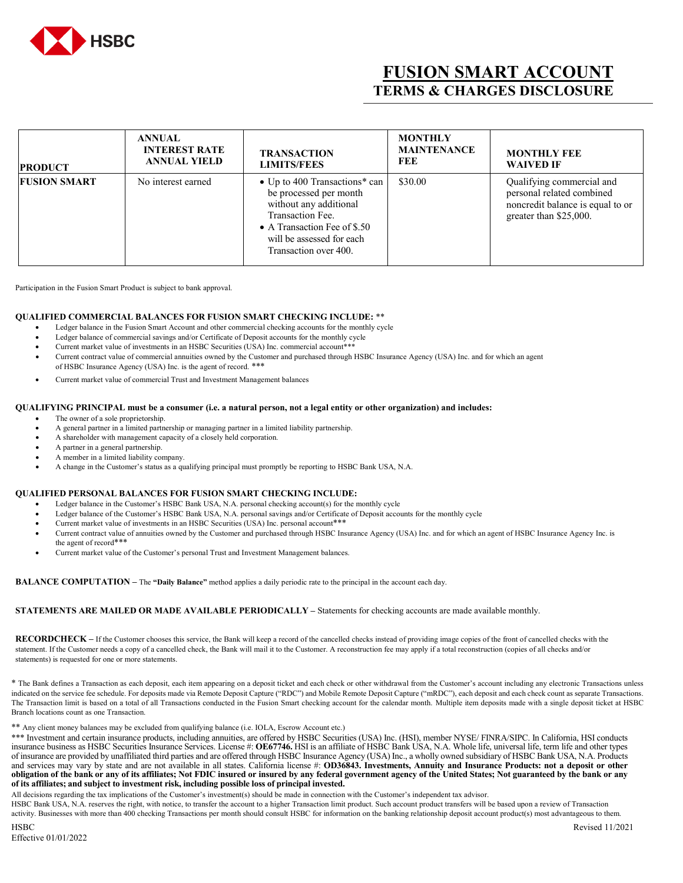HSBC

# FUSION SMART ACCOUNT
## TERMS & CHARGES DISCLOSURE

| PRODUCT | ANNUAL INTEREST RATE ANNUAL YIELD | TRANSACTION LIMITS/FEES | MONTHLY MAINTENANCE FEE | MONTHLY FEE WAIVED IF |
|---|---|---|---|---|
| **FUSION SMART** | No interest earned | • Up to 400 Transactions* can be processed per month without any additional Transaction Fee.<br>• A Transaction Fee of $.50 will be assessed for each Transaction over 400. | $30.00 | Qualifying commercial and personal related combined noncredit balance is equal to or greater than $25,000. |

Participation in the Fusion Smart Product is subject to bank approval.

**QUALIFIED COMMERCIAL BALANCES FOR FUSION SMART CHECKING INCLUDE:** **

- Ledger balance in the Fusion Smart Account and other commercial checking accounts for the monthly cycle
- Ledger balance of commercial savings and/or Certificate of Deposit accounts for the monthly cycle
- Current market value of investments in an HSBC Securities (USA) Inc. commercial account***
- Current contract value of commercial annuities owned by the Customer and purchased through HSBC Insurance Agency (USA) Inc. and for which an agent of HSBC Insurance Agency (USA) Inc. is the agent of record. ***
- Current market value of commercial Trust and Investment Management balances

**QUALIFYING PRINCIPAL must be a consumer (i.e. a natural person, not a legal entity or other organization) and includes:**

- The owner of a sole proprietorship.
- A general partner in a limited partnership or managing partner in a limited liability partnership.
- A shareholder with management capacity of a closely held corporation.
- A partner in a general partnership.
- A member in a limited liability company.
- A change in the Customer's status as a qualifying principal must promptly be reporting to HSBC Bank USA, N.A.

**QUALIFIED PERSONAL BALANCES FOR FUSION SMART CHECKING INCLUDE:**

- Ledger balance in the Customer's HSBC Bank USA, N.A. personal checking account(s) for the monthly cycle
- Ledger balance of the Customer's HSBC Bank USA, N.A. personal savings and/or Certificate of Deposit accounts for the monthly cycle
- Current market value of investments in an HSBC Securities (USA) Inc. personal account***
- Current contract value of annuities owned by the Customer and purchased through HSBC Insurance Agency (USA) Inc. and for which an agent of HSBC Insurance Agency Inc. is the agent of record***
- Current market value of the Customer's personal Trust and Investment Management balances.

**BALANCE COMPUTATION –** The **"Daily Balance"** method applies a daily periodic rate to the principal in the account each day.

**STATEMENTS ARE MAILED OR MADE AVAILABLE PERIODICALLY –** Statements for checking accounts are made available monthly.

**RECORDCHECK –** If the Customer chooses this service, the Bank will keep a record of the cancelled checks instead of providing image copies of the front of cancelled checks with the statement. If the Customer needs a copy of a cancelled check, the Bank will mail it to the Customer. A reconstruction fee may apply if a total reconstruction (copies of all checks and/or statements) is requested for one or more statements.

* The Bank defines a Transaction as each deposit, each item appearing on a deposit ticket and each check or other withdrawal from the Customer's account including any electronic Transactions unless indicated on the service fee schedule. For deposits made via Remote Deposit Capture ("RDC") and Mobile Remote Deposit Capture ("mRDC"), each deposit and each check count as separate Transactions. The Transaction limit is based on a total of all Transactions conducted in the Fusion Smart checking account for the calendar month. Multiple item deposits made with a single deposit ticket at HSBC Branch locations count as one Transaction.

** Any client money balances may be excluded from qualifying balance (i.e. IOLA, Escrow Account etc.)

*** Investment and certain insurance products, including annuities, are offered by HSBC Securities (USA) Inc. (HSI), member NYSE/ FINRA/SIPC. In California, HSI conducts insurance business as HSBC Securities Insurance Services. License #: **OE67746.** HSI is an affiliate of HSBC Bank USA, N.A. Whole life, universal life, term life and other types of insurance are provided by unaffiliated third parties and are offered through HSBC Insurance Agency (USA) Inc., a wholly owned subsidiary of HSBC Bank USA, N.A. Products and services may vary by state and are not available in all states. California license #: **OD36843. Investments, Annuity and Insurance Products: not a deposit or other obligation of the bank or any of its affiliates; Not FDIC insured or insured by any federal government agency of the United States; Not guaranteed by the bank or any of its affiliates; and subject to investment risk, including possible loss of principal invested.**

All decisions regarding the tax implications of the Customer's investment(s) should be made in connection with the Customer's independent tax advisor.

HSBC Bank USA, N.A. reserves the right, with notice, to transfer the account to a higher Transaction limit product. Such account product transfers will be based upon a review of Transaction activity. Businesses with more than 400 checking Transactions per month should consult HSBC for information on the banking relationship deposit account product(s) most advantageous to them.

HSBC
Effective 01/01/2022

Revised 11/2021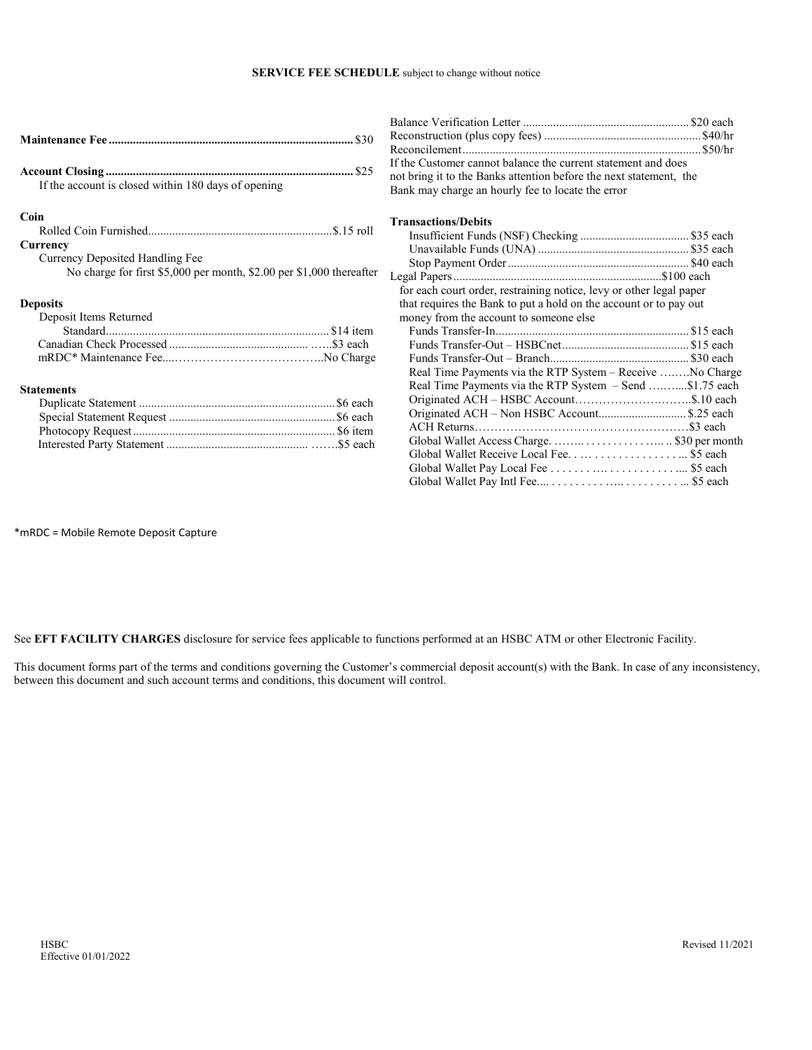**SERVICE FEE SCHEDULE** subject to change without notice

**Maintenance Fee** ........................................................................... $30

**Account Closing** ........................................................................... $25
If the account is closed within 180 days of opening

**Coin**
Rolled Coin Furnished............................................................$.15 roll

**Currency**
Currency Deposited Handling Fee
No charge for first $5,000 per month, $2.00 per $1,000 thereafter

**Deposits**
Deposit Items Returned
Standard......................................................................... $14 item
Canadian Check Processed .............................................. ......$3 each
mRDC* Maintenance Fee....................................................No Charge

**Statements**
Duplicate Statement ................................................................ $6 each
Special Statement Request ....................................................... $6 each
Photocopy Request .................................................................. $6 item
Interested Party Statement .............................................. .......$5 each

Balance Verification Letter ...................................................... $20 each
Reconstruction (plus copy fees) .................................................. $40/hr
Reconcilement.............................................................................. $50/hr
If the Customer cannot balance the current statement and does not bring it to the Banks attention before the next statement, the Bank may charge an hourly fee to locate the error

**Transactions/Debits**
Insufficient Funds (NSF) Checking ................................... $35 each
Unavailable Funds (UNA) ................................................. $35 each
Stop Payment Order .......................................................... $40 each

Legal Papers....................................................................$100 each
for each court order, restraining notice, levy or other legal paper that requires the Bank to put a hold on the account or to pay out money from the account to someone else

Funds Transfer-In............................................................... $15 each
Funds Transfer-Out – HSBCnet.......................................... $15 each
Funds Transfer-Out – Branch.............................................. $30 each
Real Time Payments via the RTP System – Receive ........No Charge
Real Time Payments via the RTP System – Send ..........$1.75 each
Originated ACH – HSBC Account.............................$.10 each
Originated ACH – Non HSBC Account............................. $.25 each
ACH Returns..........................................................$3 each
Global Wallet Access Charge. ........ . . . . . . . . . . . . . .. .. $30 per month
Global Wallet Receive Local Fee. . . .. . . . . . . . . . . . . . . . ... $5 each
Global Wallet Pay Local Fee . . . . . . . .. . . . . . . . . . . . ... $5 each
Global Wallet Pay Intl Fee.... . . . . . . . . . . .. . . . . . . . . . . ... $5 each

*mRDC = Mobile Remote Deposit Capture

See **EFT FACILITY CHARGES** disclosure for service fees applicable to functions performed at an HSBC ATM or other Electronic Facility.

This document forms part of the terms and conditions governing the Customer's commercial deposit account(s) with the Bank. In case of any inconsistency, between this document and such account terms and conditions, this document will control.

HSBC
Effective 01/01/2022

Revised 11/2021